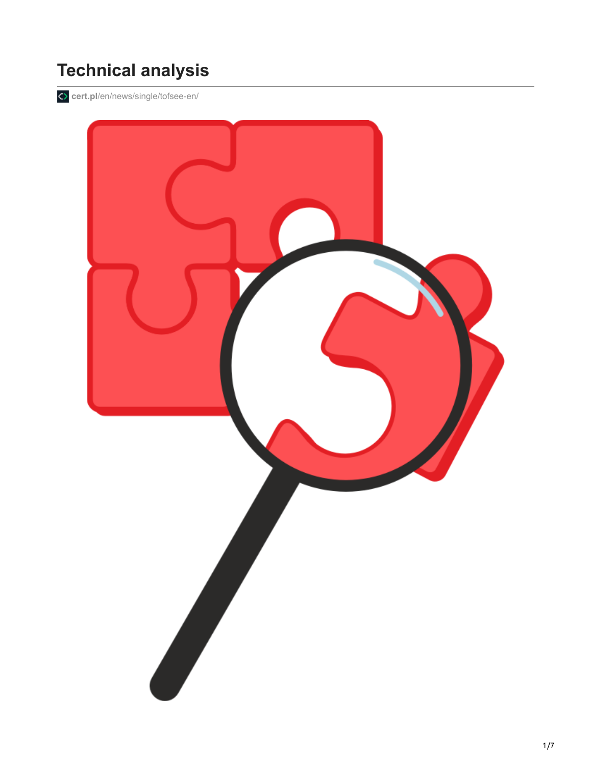# Technical analysis

cert.pl/en/news/single/tofsee-en/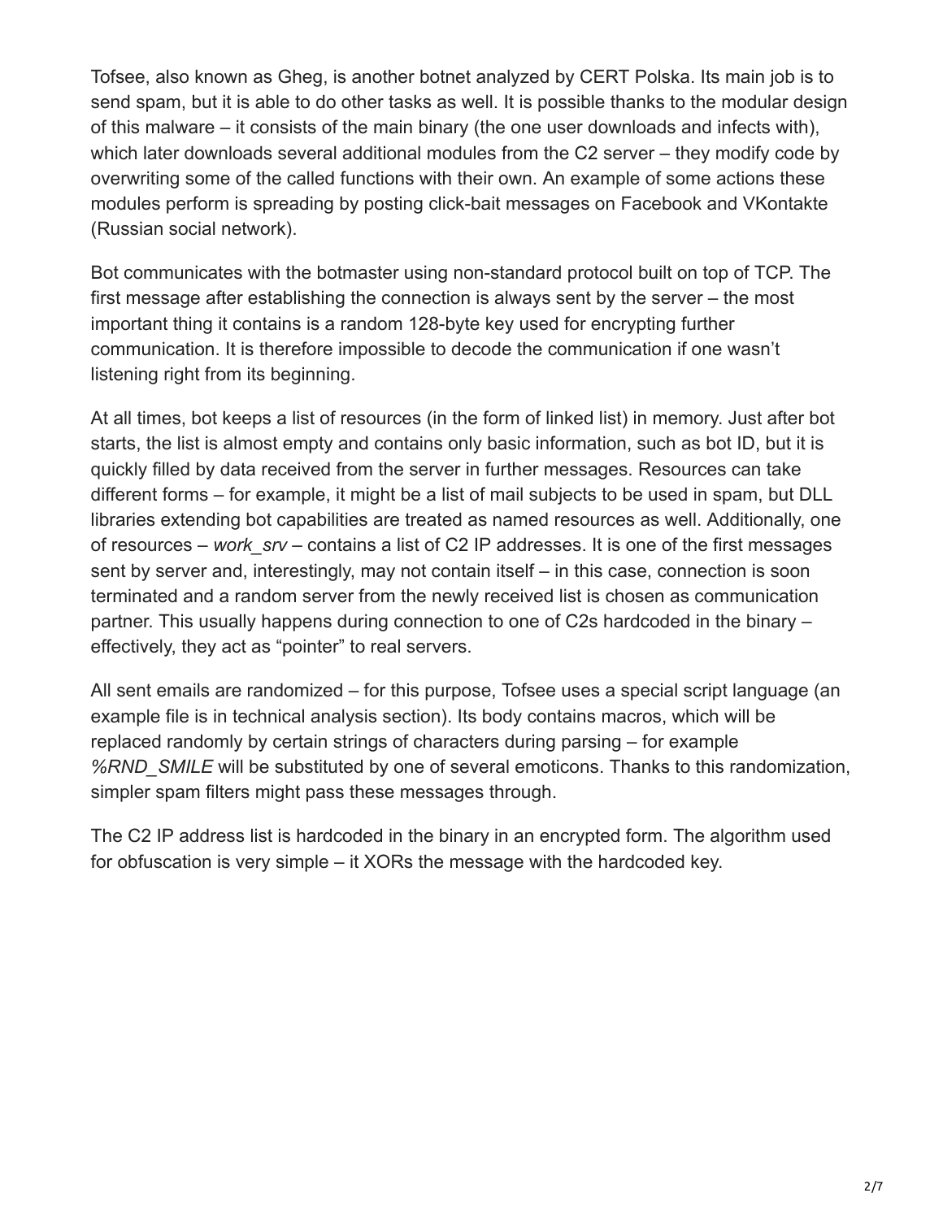Tofsee, also known as Gheg, is another botnet analyzed by CERT Polska. Its main job is to send spam, but it is able to do other tasks as well. It is possible thanks to the modular design of this malware – it consists of the main binary (the one user downloads and infects with), which later downloads several additional modules from the C2 server – they modify code by overwriting some of the called functions with their own. An example of some actions these modules perform is spreading by posting click-bait messages on Facebook and VKontakte (Russian social network).

Bot communicates with the botmaster using non-standard protocol built on top of TCP. The first message after establishing the connection is always sent by the server – the most important thing it contains is a random 128-byte key used for encrypting further communication. It is therefore impossible to decode the communication if one wasn't listening right from its beginning.

At all times, bot keeps a list of resources (in the form of linked list) in memory. Just after bot starts, the list is almost empty and contains only basic information, such as bot ID, but it is quickly filled by data received from the server in further messages. Resources can take different forms – for example, it might be a list of mail subjects to be used in spam, but DLL libraries extending bot capabilities are treated as named resources as well. Additionally, one of resources – *work_srv* – contains a list of C2 IP addresses. It is one of the first messages sent by server and, interestingly, may not contain itself – in this case, connection is soon terminated and a random server from the newly received list is chosen as communication partner. This usually happens during connection to one of C2s hardcoded in the binary – effectively, they act as "pointer" to real servers.

All sent emails are randomized – for this purpose, Tofsee uses a special script language (an example file is in technical analysis section). Its body contains macros, which will be replaced randomly by certain strings of characters during parsing – for example *%RND_SMILE* will be substituted by one of several emoticons. Thanks to this randomization, simpler spam filters might pass these messages through.

The C2 IP address list is hardcoded in the binary in an encrypted form. The algorithm used for obfuscation is very simple – it XORs the message with the hardcoded key.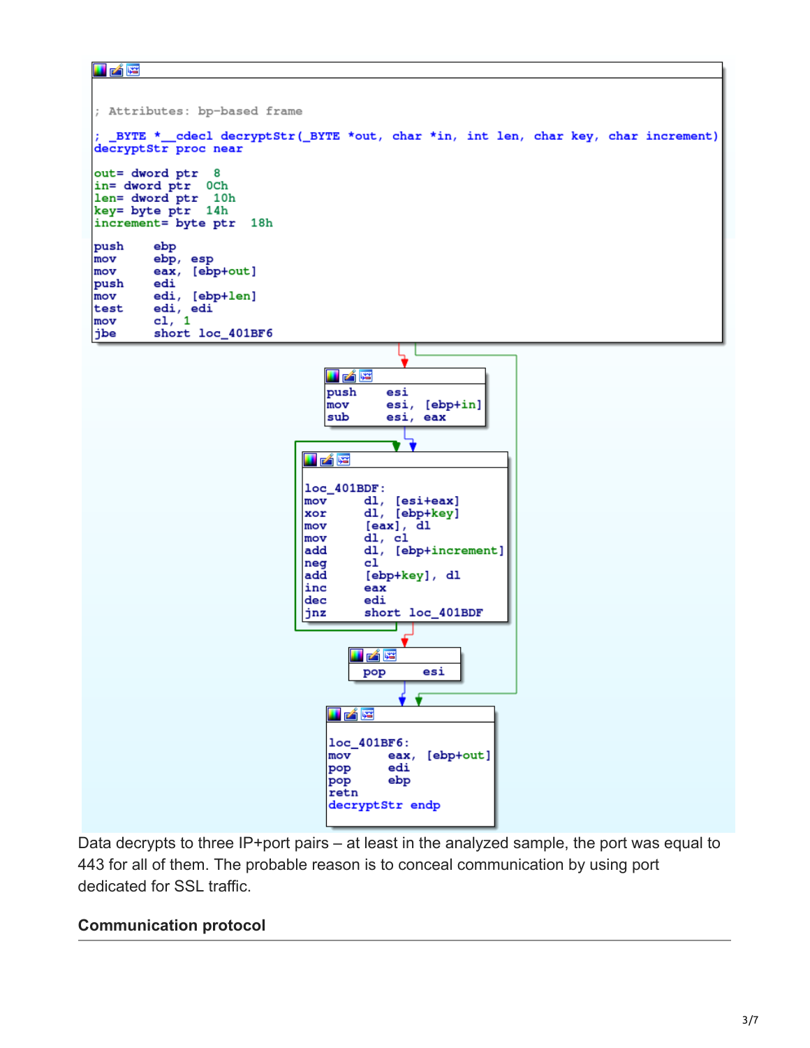```
; Attributes: bp-based frame

; _BYTE *__cdecl decryptStr(_BYTE *out, char *in, int len, char key, char increment)
decryptStr proc near

out= dword ptr  8
in= dword ptr  0Ch
len= dword ptr  10h
key= byte ptr  14h
increment= byte ptr  18h

push    ebp
mov     ebp, esp
mov     eax, [ebp+out]
push    edi
mov     edi, [ebp+len]
test    edi, edi
mov     cl, 1
jbe     short loc_401BF6

push    esi
mov     esi, [ebp+in]
sub     esi, eax

loc_401BDF:
mov     dl, [esi+eax]
xor     dl, [ebp+key]
mov     [eax], dl
mov     dl, cl
add     dl, [ebp+increment]
neg     cl
add     [ebp+key], dl
inc     eax
dec     edi
jnz     short loc_401BDF

pop     esi

loc_401BF6:
mov     eax, [ebp+out]
pop     edi
pop     ebp
retn
decryptStr endp
```

Data decrypts to three IP+port pairs – at least in the analyzed sample, the port was equal to 443 for all of them. The probable reason is to conceal communication by using port dedicated for SSL traffic.

## Communication protocol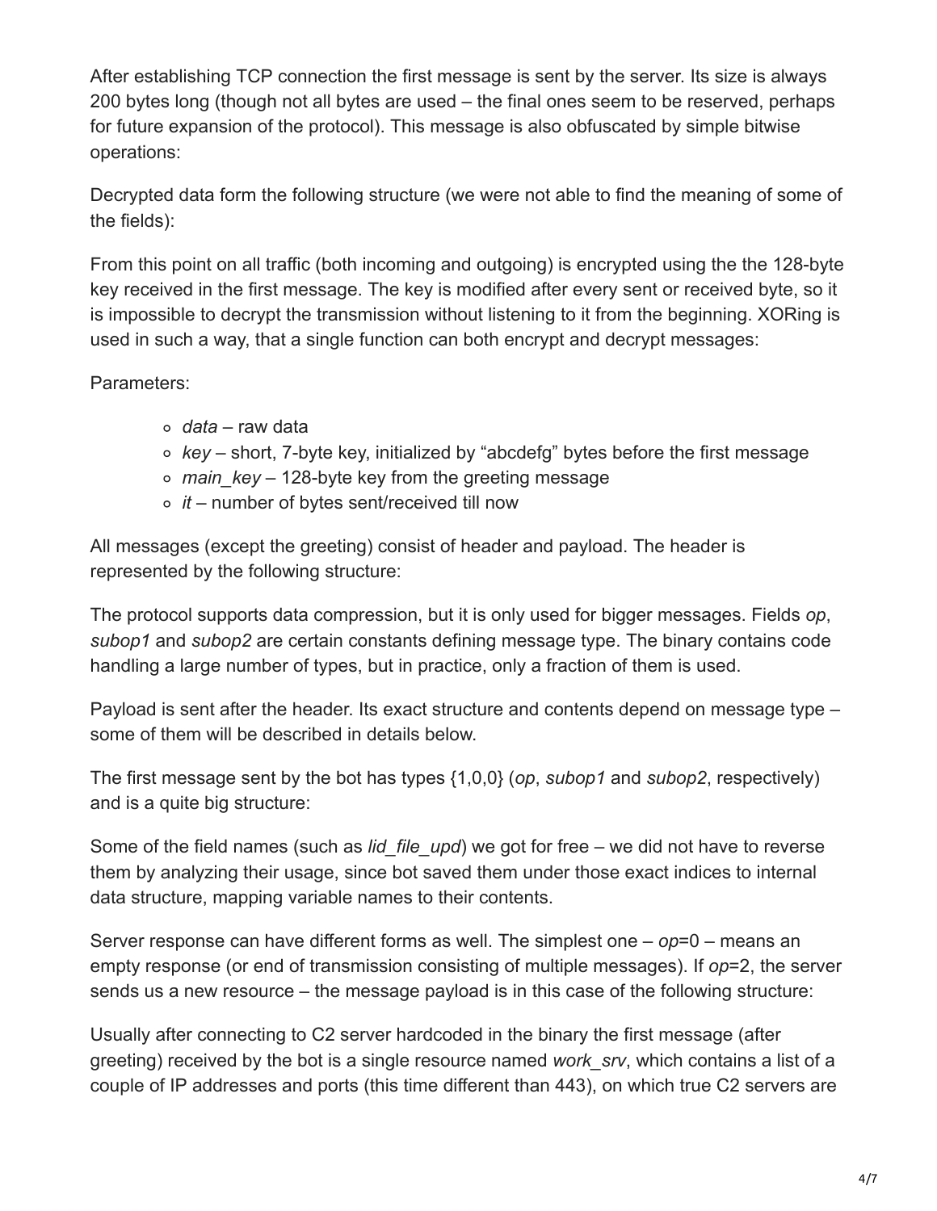After establishing TCP connection the first message is sent by the server. Its size is always 200 bytes long (though not all bytes are used – the final ones seem to be reserved, perhaps for future expansion of the protocol). This message is also obfuscated by simple bitwise operations:

Decrypted data form the following structure (we were not able to find the meaning of some of the fields):

From this point on all traffic (both incoming and outgoing) is encrypted using the the 128-byte key received in the first message. The key is modified after every sent or received byte, so it is impossible to decrypt the transmission without listening to it from the beginning. XORing is used in such a way, that a single function can both encrypt and decrypt messages:

Parameters:

- *data* – raw data
- *key* – short, 7-byte key, initialized by "abcdefg" bytes before the first message
- *main_key* – 128-byte key from the greeting message
- *it* – number of bytes sent/received till now

All messages (except the greeting) consist of header and payload. The header is represented by the following structure:

The protocol supports data compression, but it is only used for bigger messages. Fields *op*, *subop1* and *subop2* are certain constants defining message type. The binary contains code handling a large number of types, but in practice, only a fraction of them is used.

Payload is sent after the header. Its exact structure and contents depend on message type – some of them will be described in details below.

The first message sent by the bot has types {1,0,0} (*op*, *subop1* and *subop2*, respectively) and is a quite big structure:

Some of the field names (such as *lid_file_upd*) we got for free – we did not have to reverse them by analyzing their usage, since bot saved them under those exact indices to internal data structure, mapping variable names to their contents.

Server response can have different forms as well. The simplest one – *op*=0 – means an empty response (or end of transmission consisting of multiple messages). If *op*=2, the server sends us a new resource – the message payload is in this case of the following structure:

Usually after connecting to C2 server hardcoded in the binary the first message (after greeting) received by the bot is a single resource named *work_srv*, which contains a list of a couple of IP addresses and ports (this time different than 443), on which true C2 servers are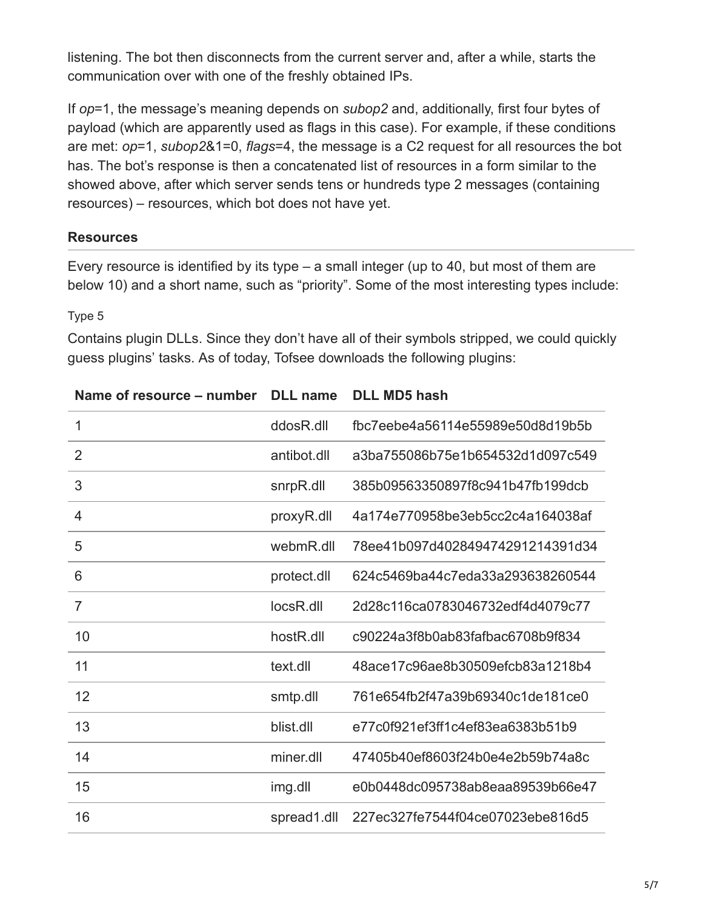listening. The bot then disconnects from the current server and, after a while, starts the communication over with one of the freshly obtained IPs.

If *op*=1, the message's meaning depends on *subop2* and, additionally, first four bytes of payload (which are apparently used as flags in this case). For example, if these conditions are met: *op*=1, *subop2*&1=0, *flags*=4, the message is a C2 request for all resources the bot has. The bot's response is then a concatenated list of resources in a form similar to the showed above, after which server sends tens or hundreds type 2 messages (containing resources) – resources, which bot does not have yet.

### Resources

Every resource is identified by its type – a small integer (up to 40, but most of them are below 10) and a short name, such as "priority". Some of the most interesting types include:

#### Type 5

Contains plugin DLLs. Since they don't have all of their symbols stripped, we could quickly guess plugins' tasks. As of today, Tofsee downloads the following plugins:

| Name of resource – number | DLL name | DLL MD5 hash |
|---|---|---|
| 1 | ddosR.dll | fbc7eebe4a56114e55989e50d8d19b5b |
| 2 | antibot.dll | a3ba755086b75e1b654532d1d097c549 |
| 3 | snrpR.dll | 385b09563350897f8c941b47fb199dcb |
| 4 | proxyR.dll | 4a174e770958be3eb5cc2c4a164038af |
| 5 | webmR.dll | 78ee41b097d402849474291214391d34 |
| 6 | protect.dll | 624c5469ba44c7eda33a293638260544 |
| 7 | locsR.dll | 2d28c116ca0783046732edf4d4079c77 |
| 10 | hostR.dll | c90224a3f8b0ab83fafbac6708b9f834 |
| 11 | text.dll | 48ace17c96ae8b30509efcb83a1218b4 |
| 12 | smtp.dll | 761e654fb2f47a39b69340c1de181ce0 |
| 13 | blist.dll | e77c0f921ef3ff1c4ef83ea6383b51b9 |
| 14 | miner.dll | 47405b40ef8603f24b0e4e2b59b74a8c |
| 15 | img.dll | e0b0448dc095738ab8eaa89539b66e47 |
| 16 | spread1.dll | 227ec327fe7544f04ce07023ebe816d5 |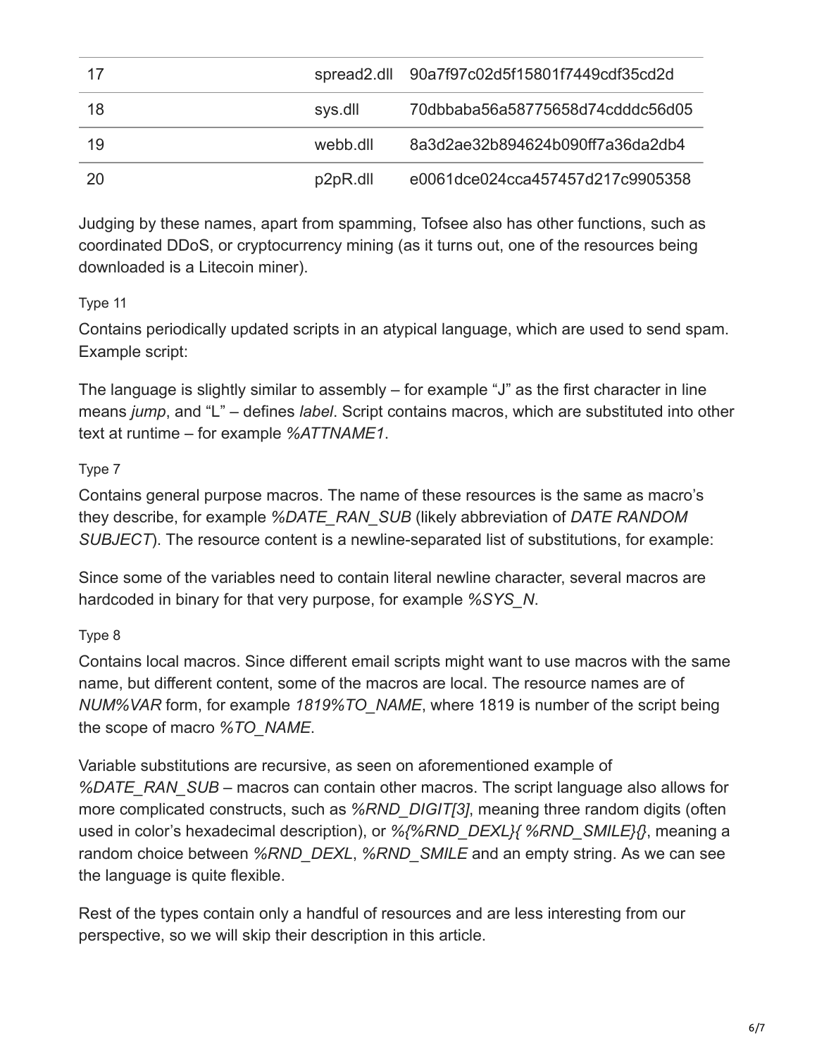| | | |
|---|---|---|
| 17 | spread2.dll | 90a7f97c02d5f15801f7449cdf35cd2d |
| 18 | sys.dll | 70dbbaba56a58775658d74cdddc56d05 |
| 19 | webb.dll | 8a3d2ae32b894624b090ff7a36da2db4 |
| 20 | p2pR.dll | e0061dce024cca457457d217c9905358 |

Judging by these names, apart from spamming, Tofsee also has other functions, such as coordinated DDoS, or cryptocurrency mining (as it turns out, one of the resources being downloaded is a Litecoin miner).

Type 11

Contains periodically updated scripts in an atypical language, which are used to send spam. Example script:

The language is slightly similar to assembly – for example "J" as the first character in line means *jump*, and "L" – defines *label*. Script contains macros, which are substituted into other text at runtime – for example *%ATTNAME1*.

Type 7

Contains general purpose macros. The name of these resources is the same as macro's they describe, for example *%DATE_RAN_SUB* (likely abbreviation of *DATE RANDOM SUBJECT*). The resource content is a newline-separated list of substitutions, for example:

Since some of the variables need to contain literal newline character, several macros are hardcoded in binary for that very purpose, for example *%SYS_N*.

Type 8

Contains local macros. Since different email scripts might want to use macros with the same name, but different content, some of the macros are local. The resource names are of *NUM%VAR* form, for example *1819%TO_NAME*, where 1819 is number of the script being the scope of macro *%TO_NAME*.

Variable substitutions are recursive, as seen on aforementioned example of *%DATE_RAN_SUB* – macros can contain other macros. The script language also allows for more complicated constructs, such as *%RND_DIGIT[3]*, meaning three random digits (often used in color's hexadecimal description), or *%{%RND_DEXL}{ %RND_SMILE}{}*, meaning a random choice between *%RND_DEXL*, *%RND_SMILE* and an empty string. As we can see the language is quite flexible.

Rest of the types contain only a handful of resources and are less interesting from our perspective, so we will skip their description in this article.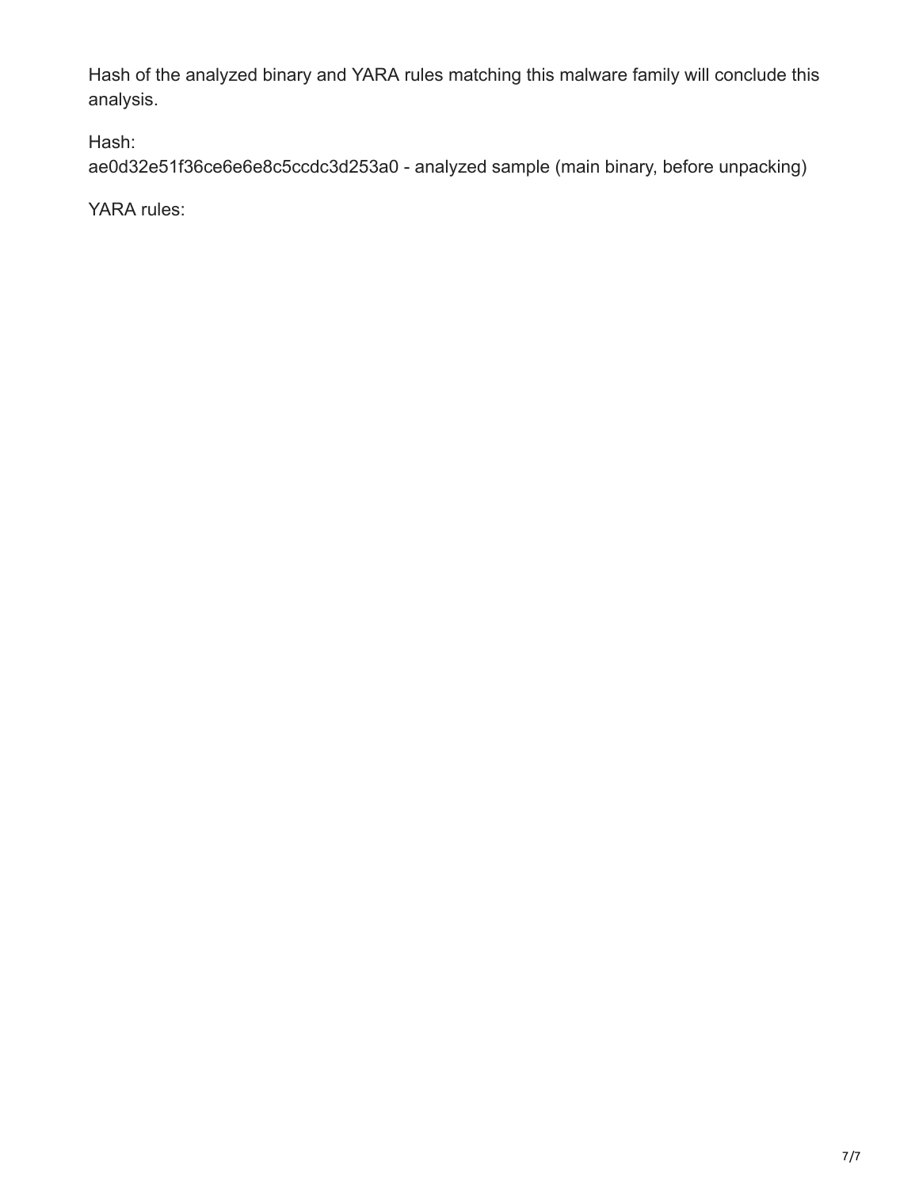Hash of the analyzed binary and YARA rules matching this malware family will conclude this analysis.

Hash:

ae0d32e51f36ce6e6e8c5ccdc3d253a0 - analyzed sample (main binary, before unpacking)

YARA rules: